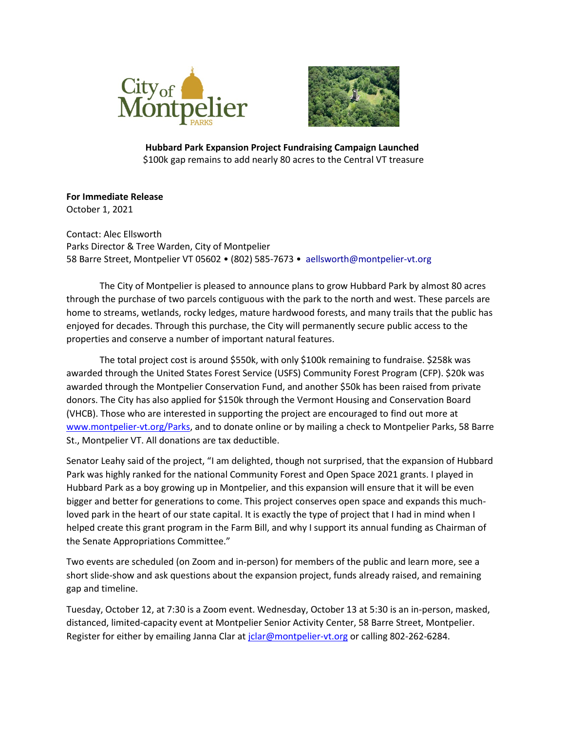**Hubbard Park Expansion Project Fundraising Campaign Launched**

$100k gap remains to add nearly 80 acres to the Central VT treasure

**For Immediate Release**

October 1, 2021

Contact: Alec Ellsworth

Parks Director & Tree Warden, City of Montpelier

58 Barre Street, Montpelier VT 05602 • (802) 585-7673 • aellsworth@montpelier-vt.org

The City of Montpelier is pleased to announce plans to grow Hubbard Park by almost 80 acres through the purchase of two parcels contiguous with the park to the north and west. These parcels are home to streams, wetlands, rocky ledges, mature hardwood forests, and many trails that the public has enjoyed for decades. Through this purchase, the City will permanently secure public access to the properties and conserve a number of important natural features.

The total project cost is around $550k, with only $100k remaining to fundraise. $258k was awarded through the United States Forest Service (USFS) Community Forest Program (CFP). $20k was awarded through the Montpelier Conservation Fund, and another $50k has been raised from private donors. The City has also applied for $150k through the Vermont Housing and Conservation Board (VHCB). Those who are interested in supporting the project are encouraged to find out more at www.montpelier-vt.org/Parks, and to donate online or by mailing a check to Montpelier Parks, 58 Barre St., Montpelier VT. All donations are tax deductible.

Senator Leahy said of the project, "I am delighted, though not surprised, that the expansion of Hubbard Park was highly ranked for the national Community Forest and Open Space 2021 grants. I played in Hubbard Park as a boy growing up in Montpelier, and this expansion will ensure that it will be even bigger and better for generations to come. This project conserves open space and expands this much-loved park in the heart of our state capital. It is exactly the type of project that I had in mind when I helped create this grant program in the Farm Bill, and why I support its annual funding as Chairman of the Senate Appropriations Committee."

Two events are scheduled (on Zoom and in-person) for members of the public and learn more, see a short slide-show and ask questions about the expansion project, funds already raised, and remaining gap and timeline.

Tuesday, October 12, at 7:30 is a Zoom event. Wednesday, October 13 at 5:30 is an in-person, masked, distanced, limited-capacity event at Montpelier Senior Activity Center, 58 Barre Street, Montpelier. Register for either by emailing Janna Clar at jclar@montpelier-vt.org or calling 802-262-6284.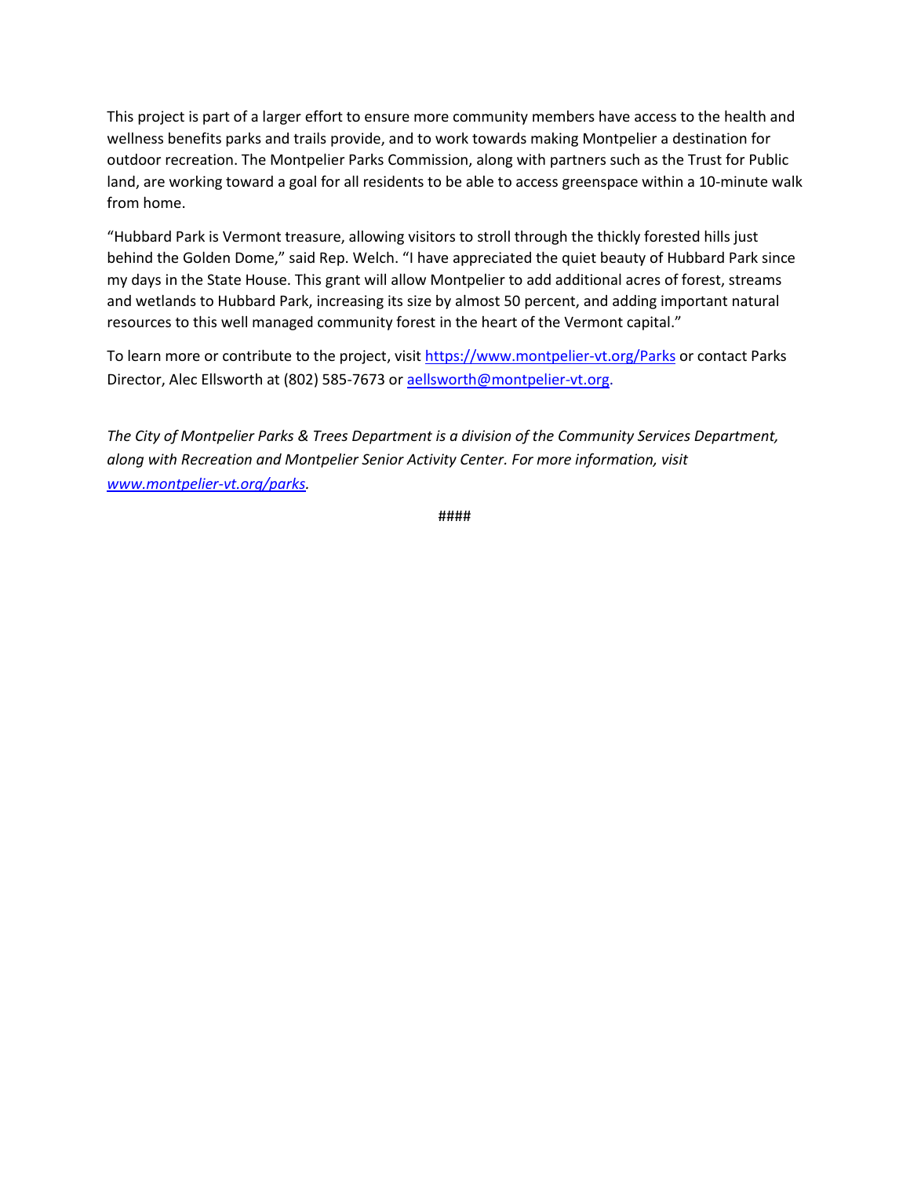This project is part of a larger effort to ensure more community members have access to the health and wellness benefits parks and trails provide, and to work towards making Montpelier a destination for outdoor recreation. The Montpelier Parks Commission, along with partners such as the Trust for Public land, are working toward a goal for all residents to be able to access greenspace within a 10-minute walk from home.

"Hubbard Park is Vermont treasure, allowing visitors to stroll through the thickly forested hills just behind the Golden Dome," said Rep. Welch. "I have appreciated the quiet beauty of Hubbard Park since my days in the State House. This grant will allow Montpelier to add additional acres of forest, streams and wetlands to Hubbard Park, increasing its size by almost 50 percent, and adding important natural resources to this well managed community forest in the heart of the Vermont capital."

To learn more or contribute to the project, visit [https://www.montpelier-vt.org/Parks](https://www.montpelier-vt.org/Parks) or contact Parks Director, Alec Ellsworth at (802) 585-7673 or [aellsworth@montpelier-vt.org](mailto:aellsworth@montpelier-vt.org).

*The City of Montpelier Parks & Trees Department is a division of the Community Services Department, along with Recreation and Montpelier Senior Activity Center. For more information, visit [www.montpelier-vt.org/parks](http://www.montpelier-vt.org/parks).*

####